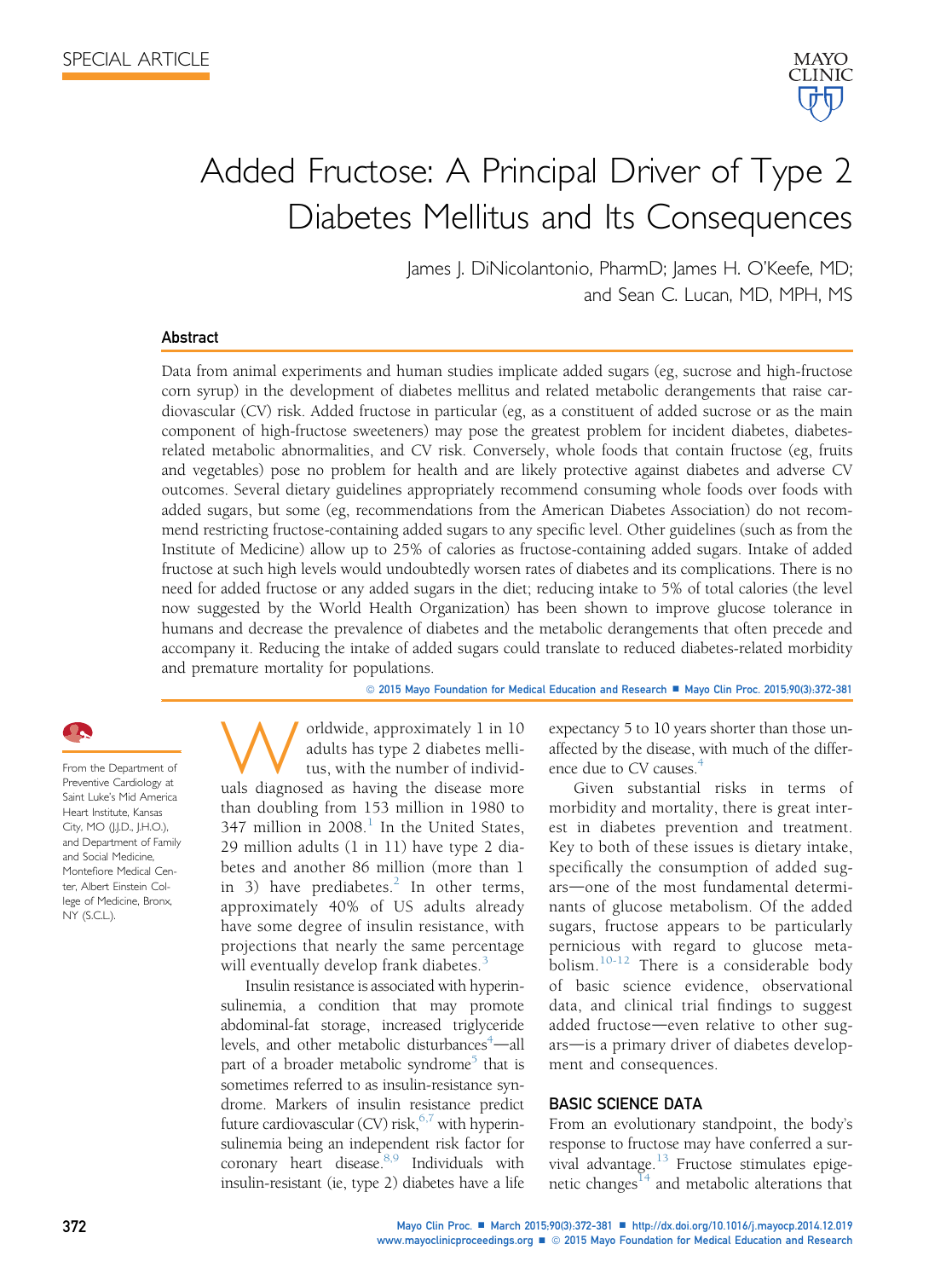SPECIAL ARTICLE

# Added Fructose: A Principal Driver of Type 2 Diabetes Mellitus and Its Consequences

James J. DiNicolantonio, PharmD; James H. O'Keefe, MD; and Sean C. Lucan, MD, MPH, MS

## Abstract

Data from animal experiments and human studies implicate added sugars (eg, sucrose and high-fructose corn syrup) in the development of diabetes mellitus and related metabolic derangements that raise cardiovascular (CV) risk. Added fructose in particular (eg, as a constituent of added sucrose or as the main component of high-fructose sweeteners) may pose the greatest problem for incident diabetes, diabetes-related metabolic abnormalities, and CV risk. Conversely, whole foods that contain fructose (eg, fruits and vegetables) pose no problem for health and are likely protective against diabetes and adverse CV outcomes. Several dietary guidelines appropriately recommend consuming whole foods over foods with added sugars, but some (eg, recommendations from the American Diabetes Association) do not recommend restricting fructose-containing added sugars to any specific level. Other guidelines (such as from the Institute of Medicine) allow up to 25% of calories as fructose-containing added sugars. Intake of added fructose at such high levels would undoubtedly worsen rates of diabetes and its complications. There is no need for added fructose or any added sugars in the diet; reducing intake to 5% of total calories (the level now suggested by the World Health Organization) has been shown to improve glucose tolerance in humans and decrease the prevalence of diabetes and the metabolic derangements that often precede and accompany it. Reducing the intake of added sugars could translate to reduced diabetes-related morbidity and premature mortality for populations.

© 2015 Mayo Foundation for Medical Education and Research ■ Mayo Clin Proc. 2015;90(3):372-381

From the Department of Preventive Cardiology at Saint Luke's Mid America Heart Institute, Kansas City, MO (J.J.D., J.H.O.), and Department of Family and Social Medicine, Montefiore Medical Center, Albert Einstein College of Medicine, Bronx, NY (S.C.L.).

Worldwide, approximately 1 in 10 adults has type 2 diabetes mellitus, with the number of individuals diagnosed as having the disease more than doubling from 153 million in 1980 to 347 million in 2008.[1] In the United States, 29 million adults (1 in 11) have type 2 diabetes and another 86 million (more than 1 in 3) have prediabetes.[2] In other terms, approximately 40% of US adults already have some degree of insulin resistance, with projections that nearly the same percentage will eventually develop frank diabetes.[3]

Insulin resistance is associated with hyperinsulinemia, a condition that may promote abdominal-fat storage, increased triglyceride levels, and other metabolic disturbances[4]—all part of a broader metabolic syndrome[5] that is sometimes referred to as insulin-resistance syndrome. Markers of insulin resistance predict future cardiovascular (CV) risk,[6,7] with hyperinsulinemia being an independent risk factor for coronary heart disease.[8,9] Individuals with insulin-resistant (ie, type 2) diabetes have a life expectancy 5 to 10 years shorter than those unaffected by the disease, with much of the difference due to CV causes.[4]

Given substantial risks in terms of morbidity and mortality, there is great interest in diabetes prevention and treatment. Key to both of these issues is dietary intake, specifically the consumption of added sugars—one of the most fundamental determinants of glucose metabolism. Of the added sugars, fructose appears to be particularly pernicious with regard to glucose metabolism.[10-12] There is a considerable body of basic science evidence, observational data, and clinical trial findings to suggest added fructose—even relative to other sugars—is a primary driver of diabetes development and consequences.

## BASIC SCIENCE DATA

From an evolutionary standpoint, the body's response to fructose may have conferred a survival advantage.[13] Fructose stimulates epigenetic changes[14] and metabolic alterations that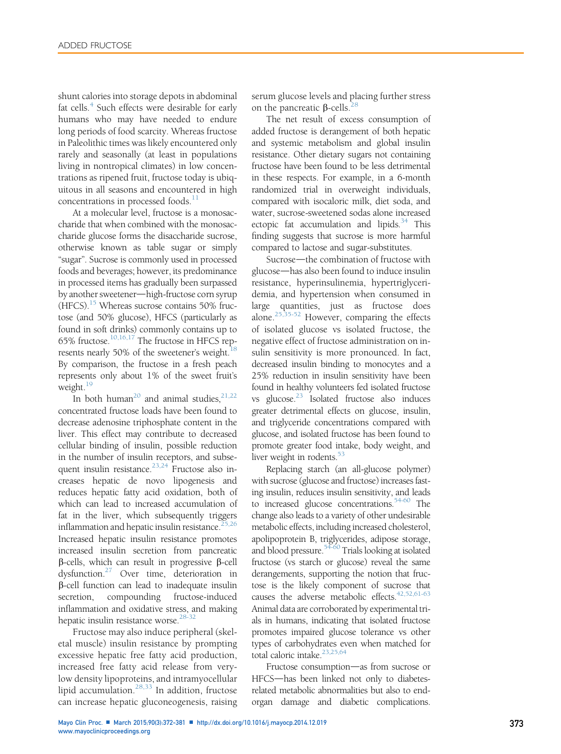shunt calories into storage depots in abdominal fat cells.[4] Such effects were desirable for early humans who may have needed to endure long periods of food scarcity. Whereas fructose in Paleolithic times was likely encountered only rarely and seasonally (at least in populations living in nontropical climates) in low concentrations as ripened fruit, fructose today is ubiquitous in all seasons and encountered in high concentrations in processed foods.[11]

At a molecular level, fructose is a monosaccharide that when combined with the monosaccharide glucose forms the disaccharide sucrose, otherwise known as table sugar or simply "sugar". Sucrose is commonly used in processed foods and beverages; however, its predominance in processed items has gradually been surpassed by another sweetener—high-fructose corn syrup (HFCS).[15] Whereas sucrose contains 50% fructose (and 50% glucose), HFCS (particularly as found in soft drinks) commonly contains up to 65% fructose.[10,16,17] The fructose in HFCS represents nearly 50% of the sweetener's weight.[18] By comparison, the fructose in a fresh peach represents only about 1% of the sweet fruit's weight.[19]

In both human[20] and animal studies,[21,22] concentrated fructose loads have been found to decrease adenosine triphosphate content in the liver. This effect may contribute to decreased cellular binding of insulin, possible reduction in the number of insulin receptors, and subsequent insulin resistance.[23,24] Fructose also increases hepatic de novo lipogenesis and reduces hepatic fatty acid oxidation, both of which can lead to increased accumulation of fat in the liver, which subsequently triggers inflammation and hepatic insulin resistance.[25,26] Increased hepatic insulin resistance promotes increased insulin secretion from pancreatic β-cells, which can result in progressive β-cell dysfunction.[27] Over time, deterioration in β-cell function can lead to inadequate insulin secretion, compounding fructose-induced inflammation and oxidative stress, and making hepatic insulin resistance worse.[28-32]

Fructose may also induce peripheral (skeletal muscle) insulin resistance by prompting excessive hepatic free fatty acid production, increased free fatty acid release from very-low density lipoproteins, and intramyocellular lipid accumulation.[28,33] In addition, fructose can increase hepatic gluconeogenesis, raising serum glucose levels and placing further stress on the pancreatic β-cells.[28]

The net result of excess consumption of added fructose is derangement of both hepatic and systemic metabolism and global insulin resistance. Other dietary sugars not containing fructose have been found to be less detrimental in these respects. For example, in a 6-month randomized trial in overweight individuals, compared with isocaloric milk, diet soda, and water, sucrose-sweetened sodas alone increased ectopic fat accumulation and lipids.[34] This finding suggests that sucrose is more harmful compared to lactose and sugar-substitutes.

Sucrose—the combination of fructose with glucose—has also been found to induce insulin resistance, hyperinsulinemia, hypertriglyceridemia, and hypertension when consumed in large quantities, just as fructose does alone.[25,35-52] However, comparing the effects of isolated glucose vs isolated fructose, the negative effect of fructose administration on insulin sensitivity is more pronounced. In fact, decreased insulin binding to monocytes and a 25% reduction in insulin sensitivity have been found in healthy volunteers fed isolated fructose vs glucose.[23] Isolated fructose also induces greater detrimental effects on glucose, insulin, and triglyceride concentrations compared with glucose, and isolated fructose has been found to promote greater food intake, body weight, and liver weight in rodents.[53]

Replacing starch (an all-glucose polymer) with sucrose (glucose and fructose) increases fasting insulin, reduces insulin sensitivity, and leads to increased glucose concentrations.[54-60] The change also leads to a variety of other undesirable metabolic effects, including increased cholesterol, apolipoprotein B, triglycerides, adipose storage, and blood pressure.[54-60] Trials looking at isolated fructose (vs starch or glucose) reveal the same derangements, supporting the notion that fructose is the likely component of sucrose that causes the adverse metabolic effects.[42,52,61-63] Animal data are corroborated by experimental trials in humans, indicating that isolated fructose promotes impaired glucose tolerance vs other types of carbohydrates even when matched for total caloric intake.[23,25,64]

Fructose consumption—as from sucrose or HFCS—has been linked not only to diabetes-related metabolic abnormalities but also to end-organ damage and diabetic complications.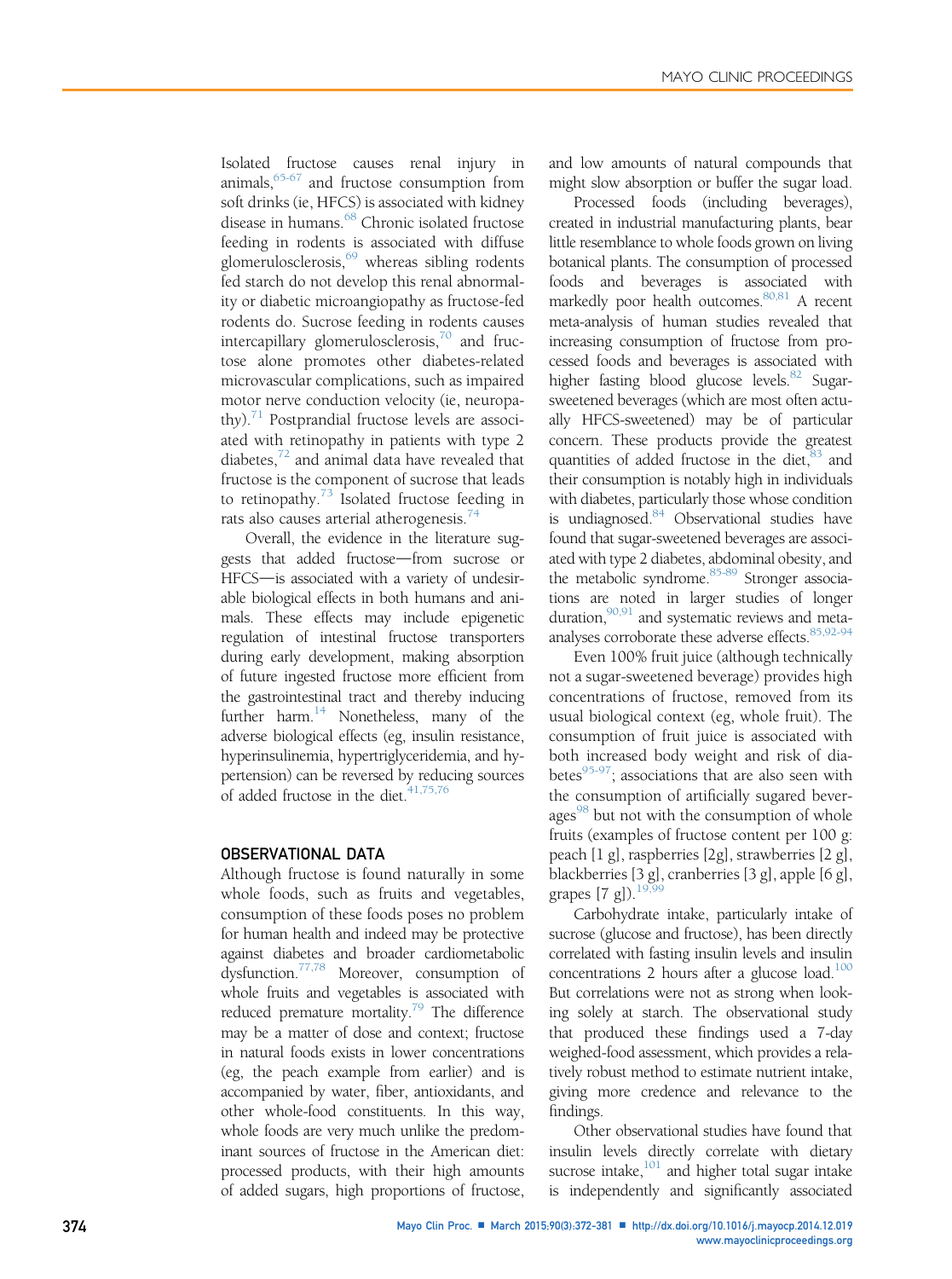Isolated fructose causes renal injury in animals,[65-67] and fructose consumption from soft drinks (ie, HFCS) is associated with kidney disease in humans.[68] Chronic isolated fructose feeding in rodents is associated with diffuse glomerulosclerosis,[69] whereas sibling rodents fed starch do not develop this renal abnormality or diabetic microangiopathy as fructose-fed rodents do. Sucrose feeding in rodents causes intercapillary glomerulosclerosis,[70] and fructose alone promotes other diabetes-related microvascular complications, such as impaired motor nerve conduction velocity (ie, neuropathy).[71] Postprandial fructose levels are associated with retinopathy in patients with type 2 diabetes,[72] and animal data have revealed that fructose is the component of sucrose that leads to retinopathy.[73] Isolated fructose feeding in rats also causes arterial atherogenesis.[74]

Overall, the evidence in the literature suggests that added fructose—from sucrose or HFCS—is associated with a variety of undesirable biological effects in both humans and animals. These effects may include epigenetic regulation of intestinal fructose transporters during early development, making absorption of future ingested fructose more efficient from the gastrointestinal tract and thereby inducing further harm.[14] Nonetheless, many of the adverse biological effects (eg, insulin resistance, hyperinsulinemia, hypertriglyceridemia, and hypertension) can be reversed by reducing sources of added fructose in the diet.[41,75,76]

## OBSERVATIONAL DATA

Although fructose is found naturally in some whole foods, such as fruits and vegetables, consumption of these foods poses no problem for human health and indeed may be protective against diabetes and broader cardiometabolic dysfunction.[77,78] Moreover, consumption of whole fruits and vegetables is associated with reduced premature mortality.[79] The difference may be a matter of dose and context; fructose in natural foods exists in lower concentrations (eg, the peach example from earlier) and is accompanied by water, fiber, antioxidants, and other whole-food constituents. In this way, whole foods are very much unlike the predominant sources of fructose in the American diet: processed products, with their high amounts of added sugars, high proportions of fructose, and low amounts of natural compounds that might slow absorption or buffer the sugar load.

Processed foods (including beverages), created in industrial manufacturing plants, bear little resemblance to whole foods grown on living botanical plants. The consumption of processed foods and beverages is associated with markedly poor health outcomes.[80,81] A recent meta-analysis of human studies revealed that increasing consumption of fructose from processed foods and beverages is associated with higher fasting blood glucose levels.[82] Sugar-sweetened beverages (which are most often actually HFCS-sweetened) may be of particular concern. These products provide the greatest quantities of added fructose in the diet,[83] and their consumption is notably high in individuals with diabetes, particularly those whose condition is undiagnosed.[84] Observational studies have found that sugar-sweetened beverages are associated with type 2 diabetes, abdominal obesity, and the metabolic syndrome.[85-89] Stronger associations are noted in larger studies of longer duration,[90,91] and systematic reviews and meta-analyses corroborate these adverse effects.[85,92-94]

Even 100% fruit juice (although technically not a sugar-sweetened beverage) provides high concentrations of fructose, removed from its usual biological context (eg, whole fruit). The consumption of fruit juice is associated with both increased body weight and risk of diabetes[95-97]; associations that are also seen with the consumption of artificially sugared beverages[98] but not with the consumption of whole fruits (examples of fructose content per 100 g: peach [1 g], raspberries [2g], strawberries [2 g], blackberries [3 g], cranberries [3 g], apple [6 g], grapes [7 g]).[19,99]

Carbohydrate intake, particularly intake of sucrose (glucose and fructose), has been directly correlated with fasting insulin levels and insulin concentrations 2 hours after a glucose load.[100] But correlations were not as strong when looking solely at starch. The observational study that produced these findings used a 7-day weighed-food assessment, which provides a relatively robust method to estimate nutrient intake, giving more credence and relevance to the findings.

Other observational studies have found that insulin levels directly correlate with dietary sucrose intake,[101] and higher total sugar intake is independently and significantly associated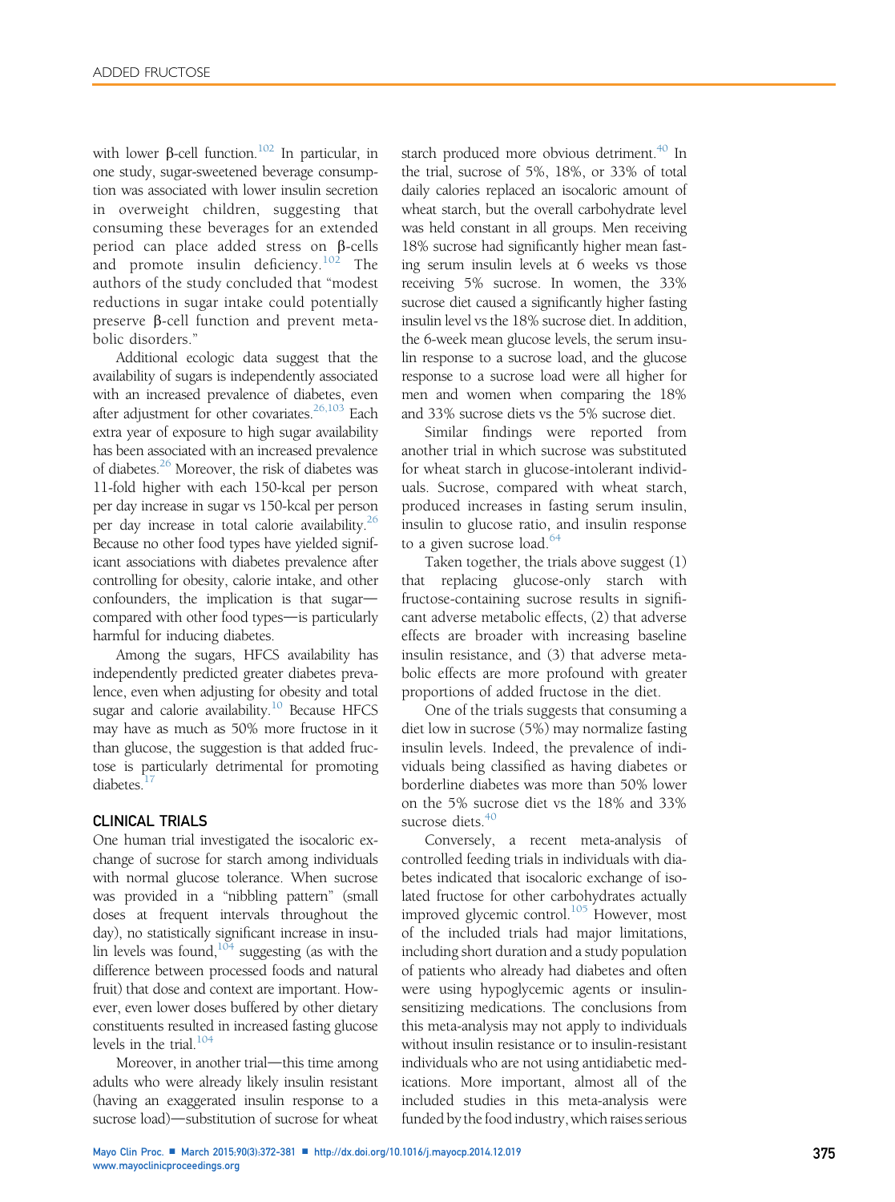with lower β-cell function.[102] In particular, in one study, sugar-sweetened beverage consumption was associated with lower insulin secretion in overweight children, suggesting that consuming these beverages for an extended period can place added stress on β-cells and promote insulin deficiency.[102] The authors of the study concluded that "modest reductions in sugar intake could potentially preserve β-cell function and prevent metabolic disorders."

Additional ecologic data suggest that the availability of sugars is independently associated with an increased prevalence of diabetes, even after adjustment for other covariates.[26,103] Each extra year of exposure to high sugar availability has been associated with an increased prevalence of diabetes.[26] Moreover, the risk of diabetes was 11-fold higher with each 150-kcal per person per day increase in sugar vs 150-kcal per person per day increase in total calorie availability.[26] Because no other food types have yielded significant associations with diabetes prevalence after controlling for obesity, calorie intake, and other confounders, the implication is that sugar—compared with other food types—is particularly harmful for inducing diabetes.

Among the sugars, HFCS availability has independently predicted greater diabetes prevalence, even when adjusting for obesity and total sugar and calorie availability.[10] Because HFCS may have as much as 50% more fructose in it than glucose, the suggestion is that added fructose is particularly detrimental for promoting diabetes.[17]

## CLINICAL TRIALS

One human trial investigated the isocaloric exchange of sucrose for starch among individuals with normal glucose tolerance. When sucrose was provided in a "nibbling pattern" (small doses at frequent intervals throughout the day), no statistically significant increase in insulin levels was found,[104] suggesting (as with the difference between processed foods and natural fruit) that dose and context are important. However, even lower doses buffered by other dietary constituents resulted in increased fasting glucose levels in the trial.[104]

Moreover, in another trial—this time among adults who were already likely insulin resistant (having an exaggerated insulin response to a sucrose load)—substitution of sucrose for wheat starch produced more obvious detriment.[40] In the trial, sucrose of 5%, 18%, or 33% of total daily calories replaced an isocaloric amount of wheat starch, but the overall carbohydrate level was held constant in all groups. Men receiving 18% sucrose had significantly higher mean fasting serum insulin levels at 6 weeks vs those receiving 5% sucrose. In women, the 33% sucrose diet caused a significantly higher fasting insulin level vs the 18% sucrose diet. In addition, the 6-week mean glucose levels, the serum insulin response to a sucrose load, and the glucose response to a sucrose load were all higher for men and women when comparing the 18% and 33% sucrose diets vs the 5% sucrose diet.

Similar findings were reported from another trial in which sucrose was substituted for wheat starch in glucose-intolerant individuals. Sucrose, compared with wheat starch, produced increases in fasting serum insulin, insulin to glucose ratio, and insulin response to a given sucrose load.[64]

Taken together, the trials above suggest (1) that replacing glucose-only starch with fructose-containing sucrose results in significant adverse metabolic effects, (2) that adverse effects are broader with increasing baseline insulin resistance, and (3) that adverse metabolic effects are more profound with greater proportions of added fructose in the diet.

One of the trials suggests that consuming a diet low in sucrose (5%) may normalize fasting insulin levels. Indeed, the prevalence of individuals being classified as having diabetes or borderline diabetes was more than 50% lower on the 5% sucrose diet vs the 18% and 33% sucrose diets.[40]

Conversely, a recent meta-analysis of controlled feeding trials in individuals with diabetes indicated that isocaloric exchange of isolated fructose for other carbohydrates actually improved glycemic control.[105] However, most of the included trials had major limitations, including short duration and a study population of patients who already had diabetes and often were using hypoglycemic agents or insulin-sensitizing medications. The conclusions from this meta-analysis may not apply to individuals without insulin resistance or to insulin-resistant individuals who are not using antidiabetic medications. More important, almost all of the included studies in this meta-analysis were funded by the food industry, which raises serious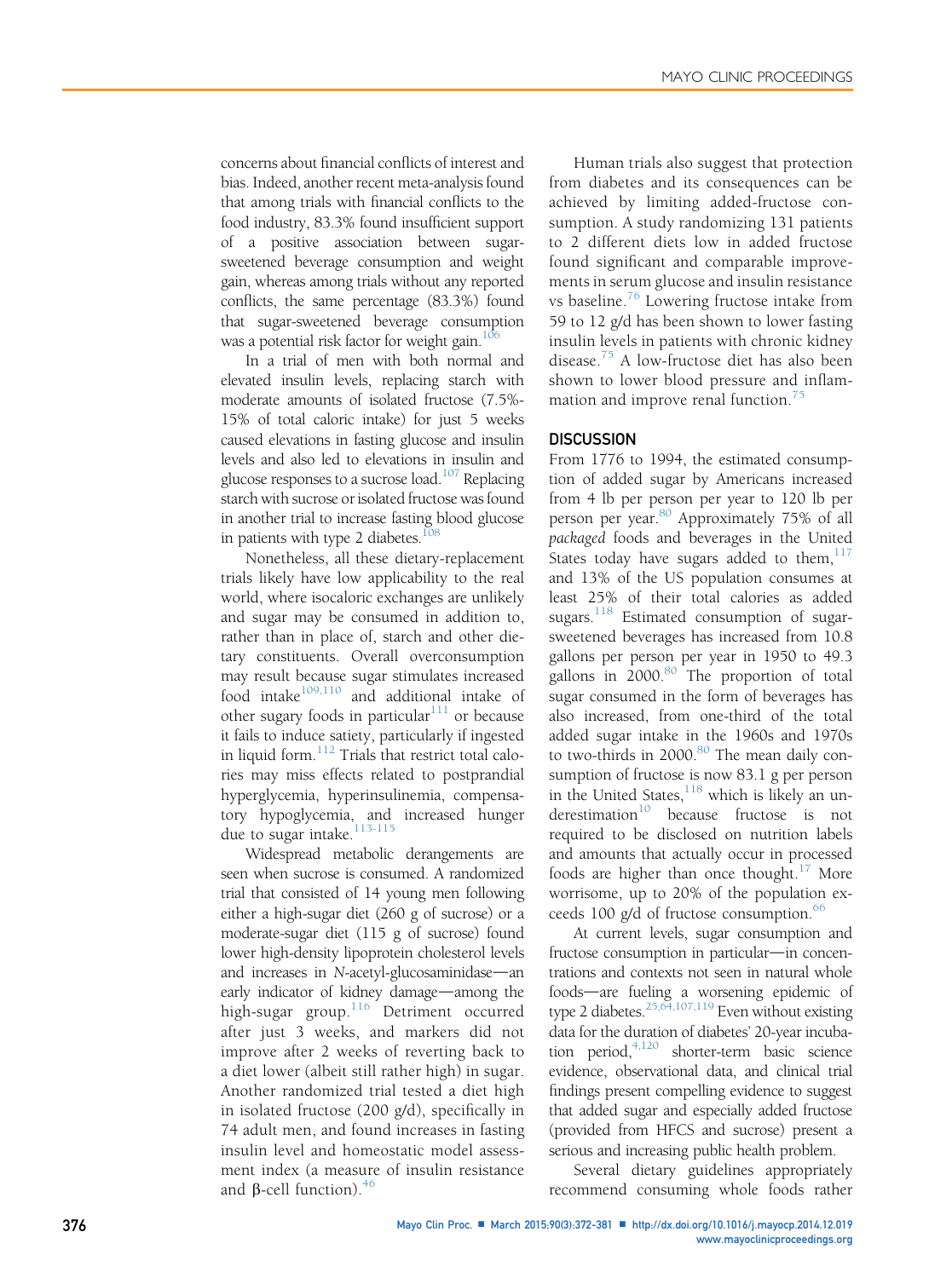concerns about financial conflicts of interest and bias. Indeed, another recent meta-analysis found that among trials with financial conflicts to the food industry, 83.3% found insufficient support of a positive association between sugar-sweetened beverage consumption and weight gain, whereas among trials without any reported conflicts, the same percentage (83.3%) found that sugar-sweetened beverage consumption was a potential risk factor for weight gain.[106]

In a trial of men with both normal and elevated insulin levels, replacing starch with moderate amounts of isolated fructose (7.5%-15% of total caloric intake) for just 5 weeks caused elevations in fasting glucose and insulin levels and also led to elevations in insulin and glucose responses to a sucrose load.[107] Replacing starch with sucrose or isolated fructose was found in another trial to increase fasting blood glucose in patients with type 2 diabetes.[108]

Nonetheless, all these dietary-replacement trials likely have low applicability to the real world, where isocaloric exchanges are unlikely and sugar may be consumed in addition to, rather than in place of, starch and other dietary constituents. Overall overconsumption may result because sugar stimulates increased food intake[109,110] and additional intake of other sugary foods in particular[111] or because it fails to induce satiety, particularly if ingested in liquid form.[112] Trials that restrict total calories may miss effects related to postprandial hyperglycemia, hyperinsulinemia, compensatory hypoglycemia, and increased hunger due to sugar intake.[113-115]

Widespread metabolic derangements are seen when sucrose is consumed. A randomized trial that consisted of 14 young men following either a high-sugar diet (260 g of sucrose) or a moderate-sugar diet (115 g of sucrose) found lower high-density lipoprotein cholesterol levels and increases in *N*-acetyl-glucosaminidase—an early indicator of kidney damage—among the high-sugar group.[116] Detriment occurred after just 3 weeks, and markers did not improve after 2 weeks of reverting back to a diet lower (albeit still rather high) in sugar. Another randomized trial tested a diet high in isolated fructose (200 g/d), specifically in 74 adult men, and found increases in fasting insulin level and homeostatic model assessment index (a measure of insulin resistance and β-cell function).[46]

Human trials also suggest that protection from diabetes and its consequences can be achieved by limiting added-fructose consumption. A study randomizing 131 patients to 2 different diets low in added fructose found significant and comparable improvements in serum glucose and insulin resistance vs baseline.[76] Lowering fructose intake from 59 to 12 g/d has been shown to lower fasting insulin levels in patients with chronic kidney disease.[75] A low-fructose diet has also been shown to lower blood pressure and inflammation and improve renal function.[75]

## DISCUSSION

From 1776 to 1994, the estimated consumption of added sugar by Americans increased from 4 lb per person per year to 120 lb per person per year.[80] Approximately 75% of all *packaged* foods and beverages in the United States today have sugars added to them,[117] and 13% of the US population consumes at least 25% of their total calories as added sugars.[118] Estimated consumption of sugar-sweetened beverages has increased from 10.8 gallons per person per year in 1950 to 49.3 gallons in 2000.[80] The proportion of total sugar consumed in the form of beverages has also increased, from one-third of the total added sugar intake in the 1960s and 1970s to two-thirds in 2000.[80] The mean daily consumption of fructose is now 83.1 g per person in the United States,[118] which is likely an underestimation[10] because fructose is not required to be disclosed on nutrition labels and amounts that actually occur in processed foods are higher than once thought.[17] More worrisome, up to 20% of the population exceeds 100 g/d of fructose consumption.[66]

At current levels, sugar consumption and fructose consumption in particular—in concentrations and contexts not seen in natural whole foods—are fueling a worsening epidemic of type 2 diabetes.[25,64,107,119] Even without existing data for the duration of diabetes' 20-year incubation period,[4,120] shorter-term basic science evidence, observational data, and clinical trial findings present compelling evidence to suggest that added sugar and especially added fructose (provided from HFCS and sucrose) present a serious and increasing public health problem.

Several dietary guidelines appropriately recommend consuming whole foods rather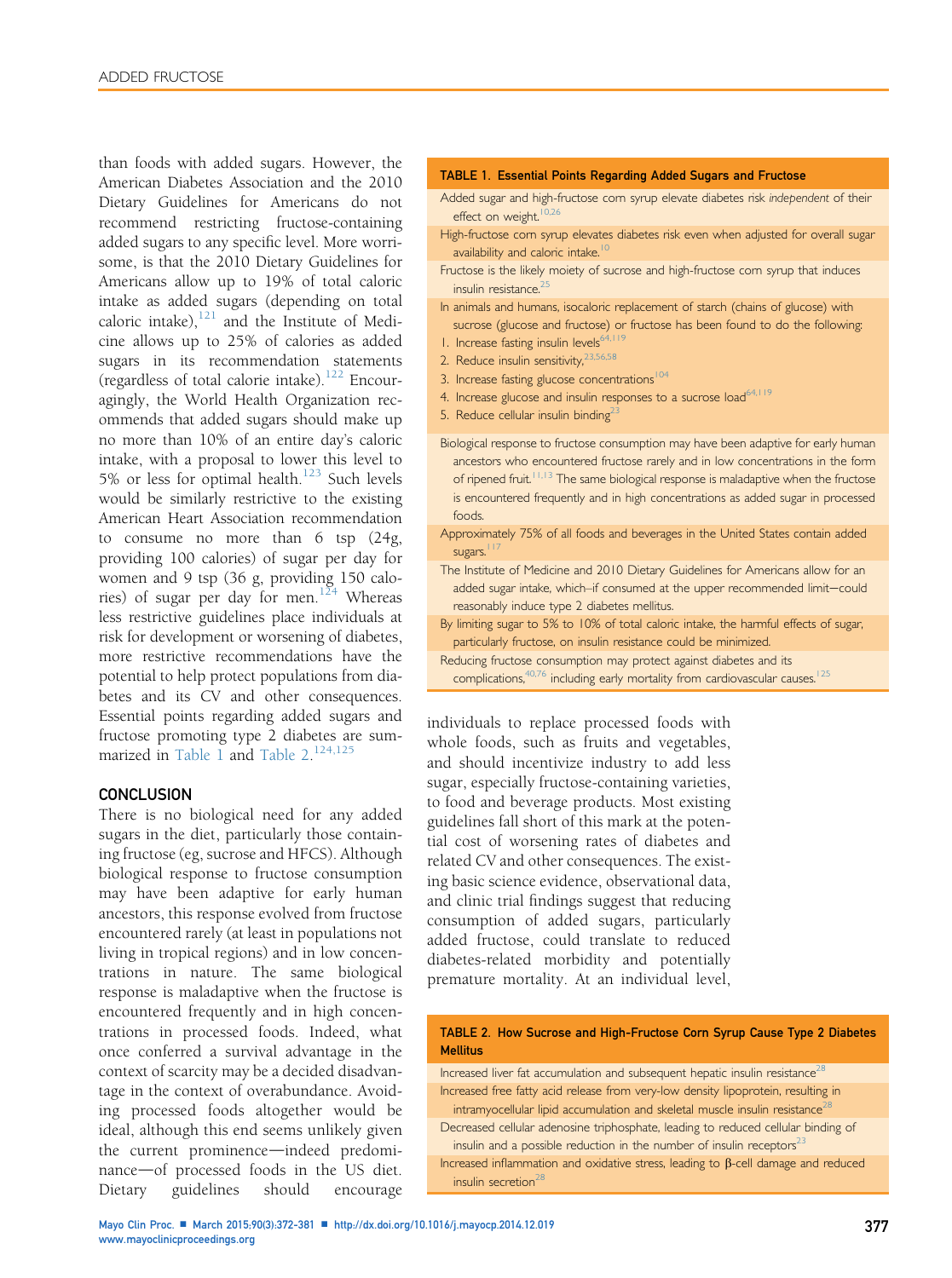than foods with added sugars. However, the American Diabetes Association and the 2010 Dietary Guidelines for Americans do not recommend restricting fructose-containing added sugars to any specific level. More worrisome, is that the 2010 Dietary Guidelines for Americans allow up to 19% of total caloric intake as added sugars (depending on total caloric intake),[121] and the Institute of Medicine allows up to 25% of calories as added sugars in its recommendation statements (regardless of total calorie intake).[122] Encouragingly, the World Health Organization recommends that added sugars should make up no more than 10% of an entire day's caloric intake, with a proposal to lower this level to 5% or less for optimal health.[123] Such levels would be similarly restrictive to the existing American Heart Association recommendation to consume no more than 6 tsp (24g, providing 100 calories) of sugar per day for women and 9 tsp (36 g, providing 150 calories) of sugar per day for men.[124] Whereas less restrictive guidelines place individuals at risk for development or worsening of diabetes, more restrictive recommendations have the potential to help protect populations from diabetes and its CV and other consequences. Essential points regarding added sugars and fructose promoting type 2 diabetes are summarized in Table 1 and Table 2.[124,125]

**TABLE 1. Essential Points Regarding Added Sugars and Fructose**

| |
|---|
| Added sugar and high-fructose corn syrup elevate diabetes risk *independent* of their effect on weight.[10,26] |
| High-fructose corn syrup elevates diabetes risk even when adjusted for overall sugar availability and caloric intake.[10] |
| Fructose is the likely moiety of sucrose and high-fructose corn syrup that induces insulin resistance.[25] |
| In animals and humans, isocaloric replacement of starch (chains of glucose) with sucrose (glucose and fructose) or fructose has been found to do the following: 1. Increase fasting insulin levels[64,119] 2. Reduce insulin sensitivity,[23,56,58] 3. Increase fasting glucose concentrations[104] 4. Increase glucose and insulin responses to a sucrose load[64,119] 5. Reduce cellular insulin binding[23] |
| Biological response to fructose consumption may have been adaptive for early human ancestors who encountered fructose rarely and in low concentrations in the form of ripened fruit.[11,13] The same biological response is maladaptive when the fructose is encountered frequently and in high concentrations as added sugar in processed foods. |
| Approximately 75% of all foods and beverages in the United States contain added sugars.[117] |
| The Institute of Medicine and 2010 Dietary Guidelines for Americans allow for an added sugar intake, which–if consumed at the upper recommended limit—could reasonably induce type 2 diabetes mellitus. |
| By limiting sugar to 5% to 10% of total caloric intake, the harmful effects of sugar, particularly fructose, on insulin resistance could be minimized. |
| Reducing fructose consumption may protect against diabetes and its complications,[40,76] including early mortality from cardiovascular causes.[125] |

## CONCLUSION

There is no biological need for any added sugars in the diet, particularly those containing fructose (eg, sucrose and HFCS). Although biological response to fructose consumption may have been adaptive for early human ancestors, this response evolved from fructose encountered rarely (at least in populations not living in tropical regions) and in low concentrations in nature. The same biological response is maladaptive when the fructose is encountered frequently and in high concentrations in processed foods. Indeed, what once conferred a survival advantage in the context of scarcity may be a decided disadvantage in the context of overabundance. Avoiding processed foods altogether would be ideal, although this end seems unlikely given the current prominence—indeed predominance—of processed foods in the US diet. Dietary guidelines should encourage individuals to replace processed foods with whole foods, such as fruits and vegetables, and should incentivize industry to add less sugar, especially fructose-containing varieties, to food and beverage products. Most existing guidelines fall short of this mark at the potential cost of worsening rates of diabetes and related CV and other consequences. The existing basic science evidence, observational data, and clinic trial findings suggest that reducing consumption of added sugars, particularly added fructose, could translate to reduced diabetes-related morbidity and potentially premature mortality. At an individual level,

**TABLE 2. How Sucrose and High-Fructose Corn Syrup Cause Type 2 Diabetes Mellitus**

| |
|---|
| Increased liver fat accumulation and subsequent hepatic insulin resistance[28] |
| Increased free fatty acid release from very-low density lipoprotein, resulting in intramyocellular lipid accumulation and skeletal muscle insulin resistance[28] |
| Decreased cellular adenosine triphosphate, leading to reduced cellular binding of insulin and a possible reduction in the number of insulin receptors[23] |
| Increased inflammation and oxidative stress, leading to β-cell damage and reduced insulin secretion[28] |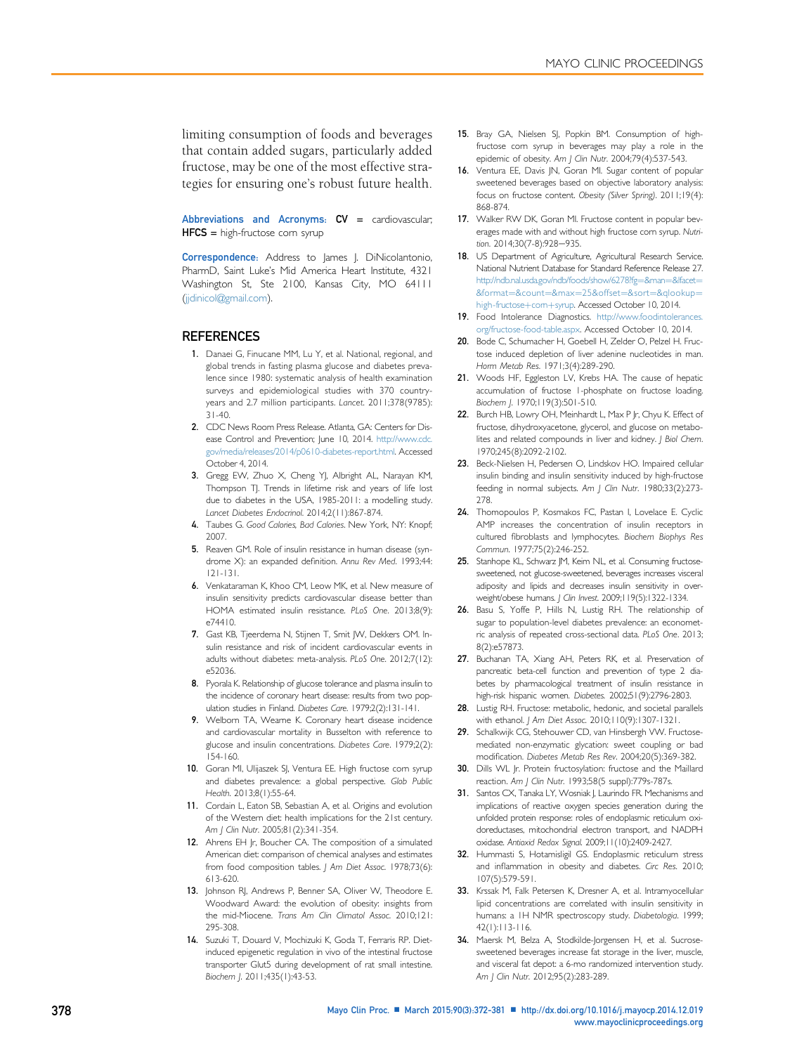limiting consumption of foods and beverages that contain added sugars, particularly added fructose, may be one of the most effective strategies for ensuring one's robust future health.

**Abbreviations and Acronyms:** **CV** = cardiovascular; **HFCS** = high-fructose corn syrup

**Correspondence:** Address to James J. DiNicolantonio, PharmD, Saint Luke's Mid America Heart Institute, 4321 Washington St, Ste 2100, Kansas City, MO 64111 (jjdinicol@gmail.com).

## REFERENCES

1. Danaei G, Finucane MM, Lu Y, et al. National, regional, and global trends in fasting plasma glucose and diabetes prevalence since 1980: systematic analysis of health examination surveys and epidemiological studies with 370 country-years and 2.7 million participants. *Lancet*. 2011;378(9785):31-40.
2. CDC News Room Press Release. Atlanta, GA: Centers for Disease Control and Prevention; June 10, 2014. http://www.cdc.gov/media/releases/2014/p0610-diabetes-report.html. Accessed October 4, 2014.
3. Gregg EW, Zhuo X, Cheng YJ, Albright AL, Narayan KM, Thompson TJ. Trends in lifetime risk and years of life lost due to diabetes in the USA, 1985-2011: a modelling study. *Lancet Diabetes Endocrinol*. 2014;2(11):867-874.
4. Taubes G. *Good Calories, Bad Calories*. New York, NY: Knopf; 2007.
5. Reaven GM. Role of insulin resistance in human disease (syndrome X): an expanded definition. *Annu Rev Med*. 1993;44:121-131.
6. Venkataraman K, Khoo CM, Leow MK, et al. New measure of insulin sensitivity predicts cardiovascular disease better than HOMA estimated insulin resistance. *PLoS One*. 2013;8(9):e74410.
7. Gast KB, Tjeerdema N, Stijnen T, Smit JW, Dekkers OM. Insulin resistance and risk of incident cardiovascular events in adults without diabetes: meta-analysis. *PLoS One*. 2012;7(12):e52036.
8. Pyorala K. Relationship of glucose tolerance and plasma insulin to the incidence of coronary heart disease: results from two population studies in Finland. *Diabetes Care*. 1979;2(2):131-141.
9. Welborn TA, Wearne K. Coronary heart disease incidence and cardiovascular mortality in Busselton with reference to glucose and insulin concentrations. *Diabetes Care*. 1979;2(2):154-160.
10. Goran MI, Ulijaszek SJ, Ventura EE. High fructose corn syrup and diabetes prevalence: a global perspective. *Glob Public Health*. 2013;8(1):55-64.
11. Cordain L, Eaton SB, Sebastian A, et al. Origins and evolution of the Western diet: health implications for the 21st century. *Am J Clin Nutr*. 2005;81(2):341-354.
12. Ahrens EH Jr, Boucher CA. The composition of a simulated American diet: comparison of chemical analyses and estimates from food composition tables. *J Am Diet Assoc*. 1978;73(6):613-620.
13. Johnson RJ, Andrews P, Benner SA, Oliver W, Theodore E. Woodward Award: the evolution of obesity: insights from the mid-Miocene. *Trans Am Clin Climatol Assoc*. 2010;121:295-308.
14. Suzuki T, Douard V, Mochizuki K, Goda T, Ferraris RP. Diet-induced epigenetic regulation in vivo of the intestinal fructose transporter Glut5 during development of rat small intestine. *Biochem J*. 2011;435(1):43-53.
15. Bray GA, Nielsen SJ, Popkin BM. Consumption of high-fructose corn syrup in beverages may play a role in the epidemic of obesity. *Am J Clin Nutr*. 2004;79(4):537-543.
16. Ventura EE, Davis JN, Goran MI. Sugar content of popular sweetened beverages based on objective laboratory analysis: focus on fructose content. *Obesity (Silver Spring)*. 2011;19(4):868-874.
17. Walker RW DK, Goran MI. Fructose content in popular beverages made with and without high fructose corn syrup. *Nutrition*. 2014;30(7-8):928−935.
18. US Department of Agriculture, Agricultural Research Service. National Nutrient Database for Standard Reference Release 27. http://ndb.nal.usda.gov/ndb/foods/show/6278?fg=&man=&lfacet=&format=&count=&max=25&offset=&sort=&qlookup=high-fructose+corn+syrup. Accessed October 10, 2014.
19. Food Intolerance Diagnostics. http://www.foodintolerances.org/fructose-food-table.aspx. Accessed October 10, 2014.
20. Bode C, Schumacher H, Goebell H, Zelder O, Pelzel H. Fructose induced depletion of liver adenine nucleotides in man. *Horm Metab Res*. 1971;3(4):289-290.
21. Woods HF, Eggleston LV, Krebs HA. The cause of hepatic accumulation of fructose 1-phosphate on fructose loading. *Biochem J*. 1970;119(3):501-510.
22. Burch HB, Lowry OH, Meinhardt L, Max P Jr, Chyu K. Effect of fructose, dihydroxyacetone, glycerol, and glucose on metabolites and related compounds in liver and kidney. *J Biol Chem*. 1970;245(8):2092-2102.
23. Beck-Nielsen H, Pedersen O, Lindskov HO. Impaired cellular insulin binding and insulin sensitivity induced by high-fructose feeding in normal subjects. *Am J Clin Nutr*. 1980;33(2):273-278.
24. Thomopoulos P, Kosmakos FC, Pastan I, Lovelace E. Cyclic AMP increases the concentration of insulin receptors in cultured fibroblasts and lymphocytes. *Biochem Biophys Res Commun*. 1977;75(2):246-252.
25. Stanhope KL, Schwarz JM, Keim NL, et al. Consuming fructose-sweetened, not glucose-sweetened, beverages increases visceral adiposity and lipids and decreases insulin sensitivity in overweight/obese humans. *J Clin Invest*. 2009;119(5):1322-1334.
26. Basu S, Yoffe P, Hills N, Lustig RH. The relationship of sugar to population-level diabetes prevalence: an econometric analysis of repeated cross-sectional data. *PLoS One*. 2013;8(2):e57873.
27. Buchanan TA, Xiang AH, Peters RK, et al. Preservation of pancreatic beta-cell function and prevention of type 2 diabetes by pharmacological treatment of insulin resistance in high-risk hispanic women. *Diabetes*. 2002;51(9):2796-2803.
28. Lustig RH. Fructose: metabolic, hedonic, and societal parallels with ethanol. *J Am Diet Assoc*. 2010;110(9):1307-1321.
29. Schalkwijk CG, Stehouwer CD, van Hinsbergh VW. Fructose-mediated non-enzymatic glycation: sweet coupling or bad modification. *Diabetes Metab Res Rev*. 2004;20(5):369-382.
30. Dills WL Jr. Protein fructosylation: fructose and the Maillard reaction. *Am J Clin Nutr*. 1993;58(5 suppl):779s-787s.
31. Santos CX, Tanaka LY, Wosniak J, Laurindo FR. Mechanisms and implications of reactive oxygen species generation during the unfolded protein response: roles of endoplasmic reticulum oxidoreductases, mitochondrial electron transport, and NADPH oxidase. *Antioxid Redox Signal*. 2009;11(10):2409-2427.
32. Hummasti S, Hotamisligil GS. Endoplasmic reticulum stress and inflammation in obesity and diabetes. *Circ Res*. 2010;107(5):579-591.
33. Krssak M, Falk Petersen K, Dresner A, et al. Intramyocellular lipid concentrations are correlated with insulin sensitivity in humans: a 1H NMR spectroscopy study. *Diabetologia*. 1999;42(1):113-116.
34. Maersk M, Belza A, Stodkilde-Jorgensen H, et al. Sucrose-sweetened beverages increase fat storage in the liver, muscle, and visceral fat depot: a 6-mo randomized intervention study. *Am J Clin Nutr*. 2012;95(2):283-289.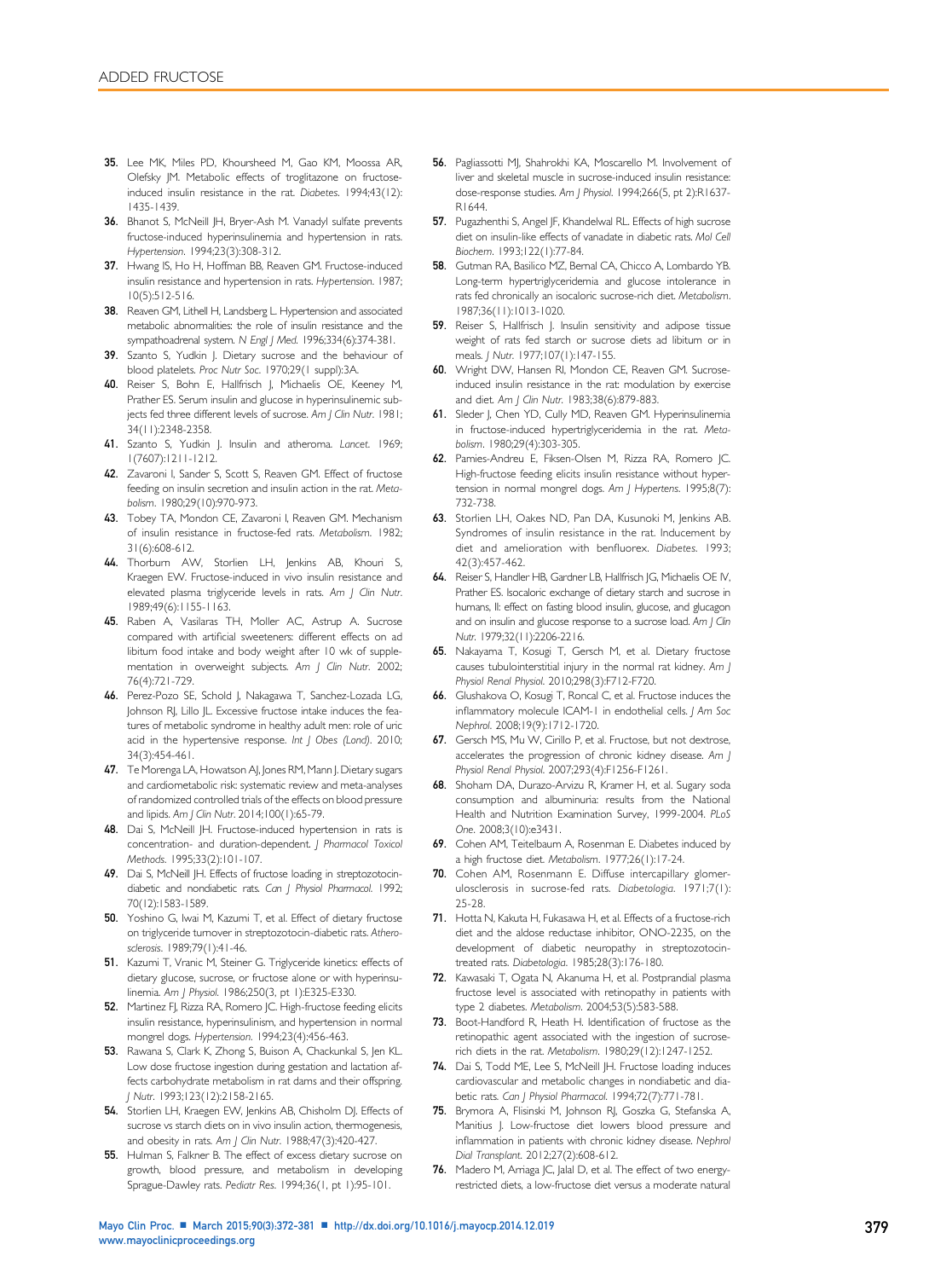35. Lee MK, Miles PD, Khoursheed M, Gao KM, Moossa AR, Olefsky JM. Metabolic effects of troglitazone on fructose-induced insulin resistance in the rat. *Diabetes*. 1994;43(12):1435-1439.
36. Bhanot S, McNeill JH, Bryer-Ash M. Vanadyl sulfate prevents fructose-induced hyperinsulinemia and hypertension in rats. *Hypertension*. 1994;23(3):308-312.
37. Hwang IS, Ho H, Hoffman BB, Reaven GM. Fructose-induced insulin resistance and hypertension in rats. *Hypertension*. 1987;10(5):512-516.
38. Reaven GM, Lithell H, Landsberg L. Hypertension and associated metabolic abnormalities: the role of insulin resistance and the sympathoadrenal system. *N Engl J Med*. 1996;334(6):374-381.
39. Szanto S, Yudkin J. Dietary sucrose and the behaviour of blood platelets. *Proc Nutr Soc*. 1970;29(1 suppl):3A.
40. Reiser S, Bohn E, Hallfrisch J, Michaelis OE, Keeney M, Prather ES. Serum insulin and glucose in hyperinsulinemic subjects fed three different levels of sucrose. *Am J Clin Nutr*. 1981;34(11):2348-2358.
41. Szanto S, Yudkin J. Insulin and atheroma. *Lancet*. 1969;1(7607):1211-1212.
42. Zavaroni I, Sander S, Scott S, Reaven GM. Effect of fructose feeding on insulin secretion and insulin action in the rat. *Metabolism*. 1980;29(10):970-973.
43. Tobey TA, Mondon CE, Zavaroni I, Reaven GM. Mechanism of insulin resistance in fructose-fed rats. *Metabolism*. 1982;31(6):608-612.
44. Thorburn AW, Storlien LH, Jenkins AB, Khouri S, Kraegen EW. Fructose-induced in vivo insulin resistance and elevated plasma triglyceride levels in rats. *Am J Clin Nutr*. 1989;49(6):1155-1163.
45. Raben A, Vasilaras TH, Moller AC, Astrup A. Sucrose compared with artificial sweeteners: different effects on ad libitum food intake and body weight after 10 wk of supplementation in overweight subjects. *Am J Clin Nutr*. 2002;76(4):721-729.
46. Perez-Pozo SE, Schold J, Nakagawa T, Sanchez-Lozada LG, Johnson RJ, Lillo JL. Excessive fructose intake induces the features of metabolic syndrome in healthy adult men: role of uric acid in the hypertensive response. *Int J Obes (Lond)*. 2010;34(3):454-461.
47. Te Morenga LA, Howatson AJ, Jones RM, Mann J. Dietary sugars and cardiometabolic risk: systematic review and meta-analyses of randomized controlled trials of the effects on blood pressure and lipids. *Am J Clin Nutr*. 2014;100(1):65-79.
48. Dai S, McNeill JH. Fructose-induced hypertension in rats is concentration- and duration-dependent. *J Pharmacol Toxicol Methods*. 1995;33(2):101-107.
49. Dai S, McNeill JH. Effects of fructose loading in streptozotocin-diabetic and nondiabetic rats. *Can J Physiol Pharmacol*. 1992;70(12):1583-1589.
50. Yoshino G, Iwai M, Kazumi T, et al. Effect of dietary fructose on triglyceride turnover in streptozotocin-diabetic rats. *Atherosclerosis*. 1989;79(1):41-46.
51. Kazumi T, Vranic M, Steiner G. Triglyceride kinetics: effects of dietary glucose, sucrose, or fructose alone or with hyperinsulinemia. *Am J Physiol*. 1986;250(3, pt 1):E325-E330.
52. Martinez FJ, Rizza RA, Romero JC. High-fructose feeding elicits insulin resistance, hyperinsulinism, and hypertension in normal mongrel dogs. *Hypertension*. 1994;23(4):456-463.
53. Rawana S, Clark K, Zhong S, Buison A, Chackunkal S, Jen KL. Low dose fructose ingestion during gestation and lactation affects carbohydrate metabolism in rat dams and their offspring. *J Nutr*. 1993;123(12):2158-2165.
54. Storlien LH, Kraegen EW, Jenkins AB, Chisholm DJ. Effects of sucrose vs starch diets on in vivo insulin action, thermogenesis, and obesity in rats. *Am J Clin Nutr*. 1988;47(3):420-427.
55. Hulman S, Falkner B. The effect of excess dietary sucrose on growth, blood pressure, and metabolism in developing Sprague-Dawley rats. *Pediatr Res*. 1994;36(1, pt 1):95-101.
56. Pagliassotti MJ, Shahrokhi KA, Moscarello M. Involvement of liver and skeletal muscle in sucrose-induced insulin resistance: dose-response studies. *Am J Physiol*. 1994;266(5, pt 2):R1637-R1644.
57. Pugazhenthi S, Angel JF, Khandelwal RL. Effects of high sucrose diet on insulin-like effects of vanadate in diabetic rats. *Mol Cell Biochem*. 1993;122(1):77-84.
58. Gutman RA, Basilico MZ, Bernal CA, Chicco A, Lombardo YB. Long-term hypertriglyceridemia and glucose intolerance in rats fed chronically an isocaloric sucrose-rich diet. *Metabolism*. 1987;36(11):1013-1020.
59. Reiser S, Hallfrisch J. Insulin sensitivity and adipose tissue weight of rats fed starch or sucrose diets ad libitum or in meals. *J Nutr*. 1977;107(1):147-155.
60. Wright DW, Hansen RI, Mondon CE, Reaven GM. Sucrose-induced insulin resistance in the rat: modulation by exercise and diet. *Am J Clin Nutr*. 1983;38(6):879-883.
61. Sleder J, Chen YD, Cully MD, Reaven GM. Hyperinsulinemia in fructose-induced hypertriglyceridemia in the rat. *Metabolism*. 1980;29(4):303-305.
62. Pamies-Andreu E, Fiksen-Olsen M, Rizza RA, Romero JC. High-fructose feeding elicits insulin resistance without hypertension in normal mongrel dogs. *Am J Hypertens*. 1995;8(7):732-738.
63. Storlien LH, Oakes ND, Pan DA, Kusunoki M, Jenkins AB. Syndromes of insulin resistance in the rat. Inducement by diet and amelioration with benfluorex. *Diabetes*. 1993;42(3):457-462.
64. Reiser S, Handler HB, Gardner LB, Hallfrisch JG, Michaelis OE IV, Prather ES. Isocaloric exchange of dietary starch and sucrose in humans, II: effect on fasting blood insulin, glucose, and glucagon and on insulin and glucose response to a sucrose load. *Am J Clin Nutr*. 1979;32(11):2206-2216.
65. Nakayama T, Kosugi T, Gersch M, et al. Dietary fructose causes tubulointerstitial injury in the normal rat kidney. *Am J Physiol Renal Physiol*. 2010;298(3):F712-F720.
66. Glushakova O, Kosugi T, Roncal C, et al. Fructose induces the inflammatory molecule ICAM-1 in endothelial cells. *J Am Soc Nephrol*. 2008;19(9):1712-1720.
67. Gersch MS, Mu W, Cirillo P, et al. Fructose, but not dextrose, accelerates the progression of chronic kidney disease. *Am J Physiol Renal Physiol*. 2007;293(4):F1256-F1261.
68. Shoham DA, Durazo-Arvizu R, Kramer H, et al. Sugary soda consumption and albuminuria: results from the National Health and Nutrition Examination Survey, 1999-2004. *PLoS One*. 2008;3(10):e3431.
69. Cohen AM, Teitelbaum A, Rosenman E. Diabetes induced by a high fructose diet. *Metabolism*. 1977;26(1):17-24.
70. Cohen AM, Rosenmann E. Diffuse intercapillary glomerulosclerosis in sucrose-fed rats. *Diabetologia*. 1971;7(1):25-28.
71. Hotta N, Kakuta H, Fukasawa H, et al. Effects of a fructose-rich diet and the aldose reductase inhibitor, ONO-2235, on the development of diabetic neuropathy in streptozotocin-treated rats. *Diabetologia*. 1985;28(3):176-180.
72. Kawasaki T, Ogata N, Akanuma H, et al. Postprandial plasma fructose level is associated with retinopathy in patients with type 2 diabetes. *Metabolism*. 2004;53(5):583-588.
73. Boot-Handford R, Heath H. Identification of fructose as the retinopathic agent associated with the ingestion of sucrose-rich diets in the rat. *Metabolism*. 1980;29(12):1247-1252.
74. Dai S, Todd ME, Lee S, McNeill JH. Fructose loading induces cardiovascular and metabolic changes in nondiabetic and diabetic rats. *Can J Physiol Pharmacol*. 1994;72(7):771-781.
75. Brymora A, Flisinski M, Johnson RJ, Goszka G, Stefanska A, Manitius J. Low-fructose diet lowers blood pressure and inflammation in patients with chronic kidney disease. *Nephrol Dial Transplant*. 2012;27(2):608-612.
76. Madero M, Arriaga JC, Jalal D, et al. The effect of two energy-restricted diets, a low-fructose diet versus a moderate natural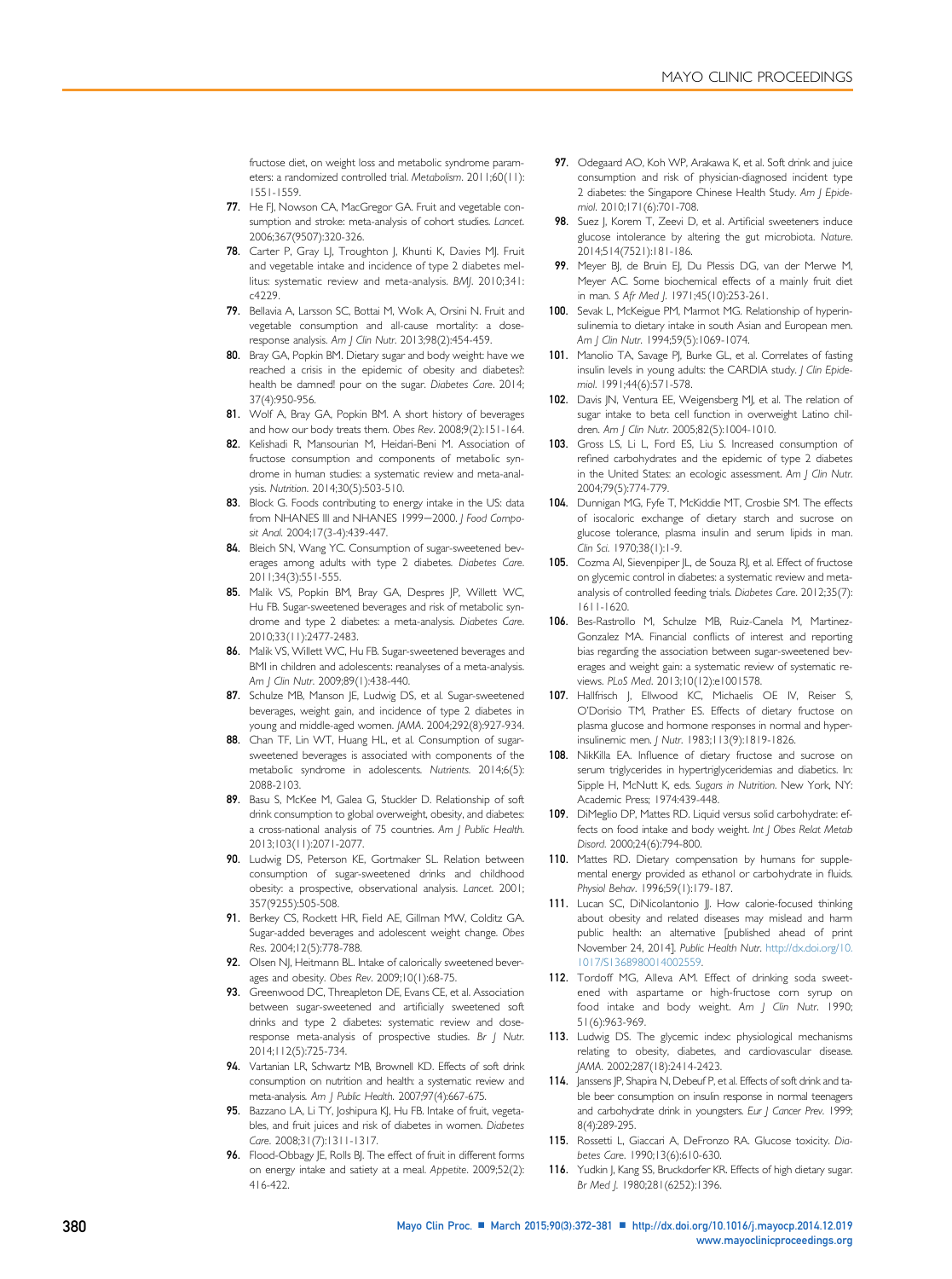fructose diet, on weight loss and metabolic syndrome parameters: a randomized controlled trial. *Metabolism*. 2011;60(11):1551-1559.

77. He FJ, Nowson CA, MacGregor GA. Fruit and vegetable consumption and stroke: meta-analysis of cohort studies. *Lancet*. 2006;367(9507):320-326.
78. Carter P, Gray LJ, Troughton J, Khunti K, Davies MJ. Fruit and vegetable intake and incidence of type 2 diabetes mellitus: systematic review and meta-analysis. *BMJ*. 2010;341:c4229.
79. Bellavia A, Larsson SC, Bottai M, Wolk A, Orsini N. Fruit and vegetable consumption and all-cause mortality: a dose-response analysis. *Am J Clin Nutr*. 2013;98(2):454-459.
80. Bray GA, Popkin BM. Dietary sugar and body weight: have we reached a crisis in the epidemic of obesity and diabetes?: health be damned! pour on the sugar. *Diabetes Care*. 2014;37(4):950-956.
81. Wolf A, Bray GA, Popkin BM. A short history of beverages and how our body treats them. *Obes Rev*. 2008;9(2):151-164.
82. Kelishadi R, Mansourian M, Heidari-Beni M. Association of fructose consumption and components of metabolic syndrome in human studies: a systematic review and meta-analysis. *Nutrition*. 2014;30(5):503-510.
83. Block G. Foods contributing to energy intake in the US: data from NHANES III and NHANES 1999−2000. *J Food Composit Anal*. 2004;17(3-4):439-447.
84. Bleich SN, Wang YC. Consumption of sugar-sweetened beverages among adults with type 2 diabetes. *Diabetes Care*. 2011;34(3):551-555.
85. Malik VS, Popkin BM, Bray GA, Despres JP, Willett WC, Hu FB. Sugar-sweetened beverages and risk of metabolic syndrome and type 2 diabetes: a meta-analysis. *Diabetes Care*. 2010;33(11):2477-2483.
86. Malik VS, Willett WC, Hu FB. Sugar-sweetened beverages and BMI in children and adolescents: reanalyses of a meta-analysis. *Am J Clin Nutr*. 2009;89(1):438-440.
87. Schulze MB, Manson JE, Ludwig DS, et al. Sugar-sweetened beverages, weight gain, and incidence of type 2 diabetes in young and middle-aged women. *JAMA*. 2004;292(8):927-934.
88. Chan TF, Lin WT, Huang HL, et al. Consumption of sugar-sweetened beverages is associated with components of the metabolic syndrome in adolescents. *Nutrients*. 2014;6(5):2088-2103.
89. Basu S, McKee M, Galea G, Stuckler D. Relationship of soft drink consumption to global overweight, obesity, and diabetes: a cross-national analysis of 75 countries. *Am J Public Health*. 2013;103(11):2071-2077.
90. Ludwig DS, Peterson KE, Gortmaker SL. Relation between consumption of sugar-sweetened drinks and childhood obesity: a prospective, observational analysis. *Lancet*. 2001;357(9255):505-508.
91. Berkey CS, Rockett HR, Field AE, Gillman MW, Colditz GA. Sugar-added beverages and adolescent weight change. *Obes Res*. 2004;12(5):778-788.
92. Olsen NJ, Heitmann BL. Intake of calorically sweetened beverages and obesity. *Obes Rev*. 2009;10(1):68-75.
93. Greenwood DC, Threapleton DE, Evans CE, et al. Association between sugar-sweetened and artificially sweetened soft drinks and type 2 diabetes: systematic review and dose-response meta-analysis of prospective studies. *Br J Nutr*. 2014;112(5):725-734.
94. Vartanian LR, Schwartz MB, Brownell KD. Effects of soft drink consumption on nutrition and health: a systematic review and meta-analysis. *Am J Public Health*. 2007;97(4):667-675.
95. Bazzano LA, Li TY, Joshipura KJ, Hu FB. Intake of fruit, vegetables, and fruit juices and risk of diabetes in women. *Diabetes Care*. 2008;31(7):1311-1317.
96. Flood-Obbagy JE, Rolls BJ. The effect of fruit in different forms on energy intake and satiety at a meal. *Appetite*. 2009;52(2):416-422.
97. Odegaard AO, Koh WP, Arakawa K, et al. Soft drink and juice consumption and risk of physician-diagnosed incident type 2 diabetes: the Singapore Chinese Health Study. *Am J Epidemiol*. 2010;171(6):701-708.
98. Suez J, Korem T, Zeevi D, et al. Artificial sweeteners induce glucose intolerance by altering the gut microbiota. *Nature*. 2014;514(7521):181-186.
99. Meyer BJ, de Bruin EJ, Du Plessis DG, van der Merwe M, Meyer AC. Some biochemical effects of a mainly fruit diet in man. *S Afr Med J*. 1971;45(10):253-261.
100. Sevak L, McKeigue PM, Marmot MG. Relationship of hyperinsulinemia to dietary intake in south Asian and European men. *Am J Clin Nutr*. 1994;59(5):1069-1074.
101. Manolio TA, Savage PJ, Burke GL, et al. Correlates of fasting insulin levels in young adults: the CARDIA study. *J Clin Epidemiol*. 1991;44(6):571-578.
102. Davis JN, Ventura EE, Weigensberg MJ, et al. The relation of sugar intake to beta cell function in overweight Latino children. *Am J Clin Nutr*. 2005;82(5):1004-1010.
103. Gross LS, Li L, Ford ES, Liu S. Increased consumption of refined carbohydrates and the epidemic of type 2 diabetes in the United States: an ecologic assessment. *Am J Clin Nutr*. 2004;79(5):774-779.
104. Dunnigan MG, Fyfe T, McKiddie MT, Crosbie SM. The effects of isocaloric exchange of dietary starch and sucrose on glucose tolerance, plasma insulin and serum lipids in man. *Clin Sci*. 1970;38(1):1-9.
105. Cozma AI, Sievenpiper JL, de Souza RJ, et al. Effect of fructose on glycemic control in diabetes: a systematic review and meta-analysis of controlled feeding trials. *Diabetes Care*. 2012;35(7):1611-1620.
106. Bes-Rastrollo M, Schulze MB, Ruiz-Canela M, Martinez-Gonzalez MA. Financial conflicts of interest and reporting bias regarding the association between sugar-sweetened beverages and weight gain: a systematic review of systematic reviews. *PLoS Med*. 2013;10(12):e1001578.
107. Hallfrisch J, Ellwood KC, Michaelis OE IV, Reiser S, O'Dorisio TM, Prather ES. Effects of dietary fructose on plasma glucose and hormone responses in normal and hyperinsulinemic men. *J Nutr*. 1983;113(9):1819-1826.
108. NikKilla EA. Influence of dietary fructose and sucrose on serum triglycerides in hypertriglyceridemias and diabetics. In: Sipple H, McNutt K, eds. *Sugars in Nutrition*. New York, NY: Academic Press; 1974:439-448.
109. DiMeglio DP, Mattes RD. Liquid versus solid carbohydrate: effects on food intake and body weight. *Int J Obes Relat Metab Disord*. 2000;24(6):794-800.
110. Mattes RD. Dietary compensation by humans for supplemental energy provided as ethanol or carbohydrate in fluids. *Physiol Behav*. 1996;59(1):179-187.
111. Lucan SC, DiNicolantonio JJ. How calorie-focused thinking about obesity and related diseases may mislead and harm public health: an alternative [published ahead of print November 24, 2014]. *Public Health Nutr*. http://dx.doi.org/10.1017/S1368980014002559.
112. Tordoff MG, Alleva AM. Effect of drinking soda sweetened with aspartame or high-fructose corn syrup on food intake and body weight. *Am J Clin Nutr*. 1990;51(6):963-969.
113. Ludwig DS. The glycemic index: physiological mechanisms relating to obesity, diabetes, and cardiovascular disease. *JAMA*. 2002;287(18):2414-2423.
114. Janssens JP, Shapira N, Debeuf P, et al. Effects of soft drink and table beer consumption on insulin response in normal teenagers and carbohydrate drink in youngsters. *Eur J Cancer Prev*. 1999;8(4):289-295.
115. Rossetti L, Giaccari A, DeFronzo RA. Glucose toxicity. *Diabetes Care*. 1990;13(6):610-630.
116. Yudkin J, Kang SS, Bruckdorfer KR. Effects of high dietary sugar. *Br Med J*. 1980;281(6252):1396.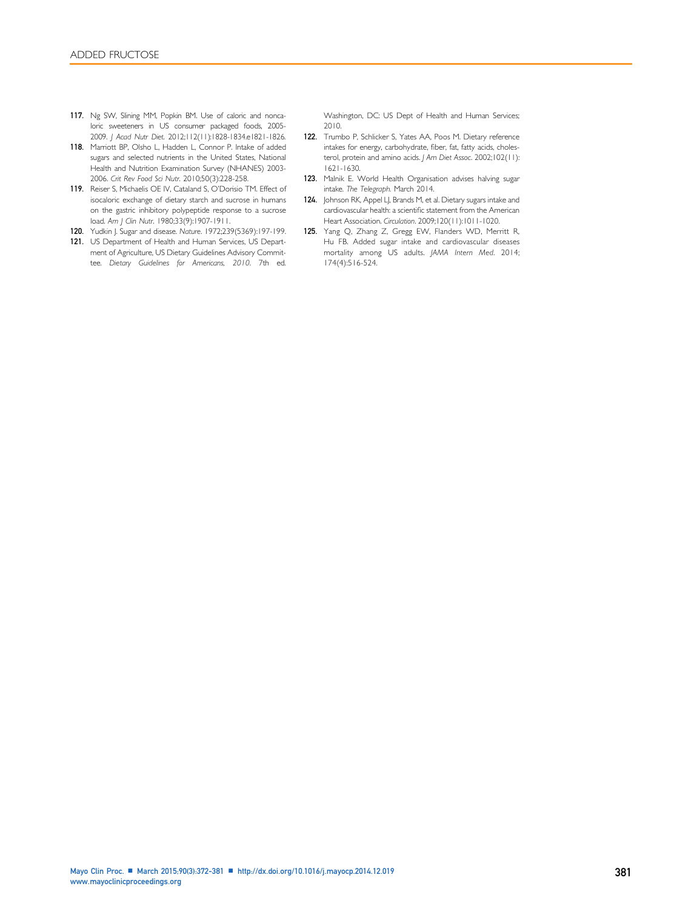117. Ng SW, Slining MM, Popkin BM. Use of caloric and noncaloric sweeteners in US consumer packaged foods, 2005-2009. *J Acad Nutr Diet*. 2012;112(11):1828-1834.e1821-1826.
118. Marriott BP, Olsho L, Hadden L, Connor P. Intake of added sugars and selected nutrients in the United States, National Health and Nutrition Examination Survey (NHANES) 2003-2006. *Crit Rev Food Sci Nutr*. 2010;50(3):228-258.
119. Reiser S, Michaelis OE IV, Cataland S, O'Dorisio TM. Effect of isocaloric exchange of dietary starch and sucrose in humans on the gastric inhibitory polypeptide response to a sucrose load. *Am J Clin Nutr*. 1980;33(9):1907-1911.
120. Yudkin J. Sugar and disease. *Nature*. 1972;239(5369):197-199.
121. US Department of Health and Human Services, US Department of Agriculture, US Dietary Guidelines Advisory Committee. *Dietary Guidelines for Americans, 2010*. 7th ed. Washington, DC: US Dept of Health and Human Services; 2010.
122. Trumbo P, Schlicker S, Yates AA, Poos M. Dietary reference intakes for energy, carbohydrate, fiber, fat, fatty acids, cholesterol, protein and amino acids. *J Am Diet Assoc*. 2002;102(11):1621-1630.
123. Malnik E. World Health Organisation advises halving sugar intake. *The Telegraph*. March 2014.
124. Johnson RK, Appel LJ, Brands M, et al. Dietary sugars intake and cardiovascular health: a scientific statement from the American Heart Association. *Circulation*. 2009;120(11):1011-1020.
125. Yang Q, Zhang Z, Gregg EW, Flanders WD, Merritt R, Hu FB. Added sugar intake and cardiovascular diseases mortality among US adults. *JAMA Intern Med*. 2014;174(4):516-524.